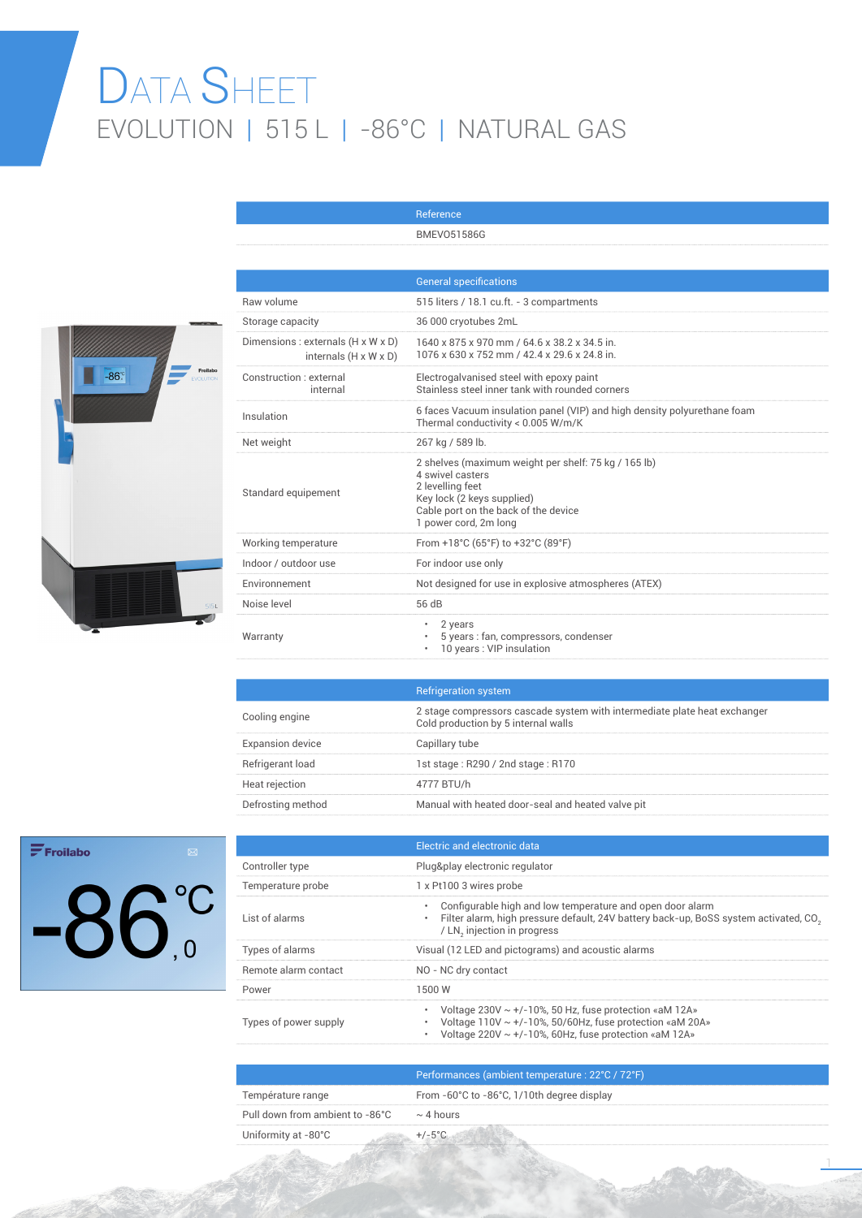# DATA SHEET

## EVOLUTION | 515 L | -86°C | NATURAL GAS

| | Reference |
|---|---|
| | BMEVO51586G |

| | General specifications |
|---|---|
| Raw volume | 515 liters / 18.1 cu.ft. - 3 compartments |
| Storage capacity | 36 000 cryotubes 2mL |
| Dimensions : externals (H x W x D)<br>internals (H x W x D) | 1640 x 875 x 970 mm / 64.6 x 38.2 x 34.5 in.<br>1076 x 630 x 752 mm / 42.4 x 29.6 x 24.8 in. |
| Construction : external<br>internal | Electrogalvanised steel with epoxy paint<br>Stainless steel inner tank with rounded corners |
| Insulation | 6 faces Vacuum insulation panel (VIP) and high density polyurethane foam<br>Thermal conductivity < 0.005 W/m/K |
| Net weight | 267 kg / 589 lb. |
| Standard equipement | 2 shelves (maximum weight per shelf: 75 kg / 165 lb)<br>4 swivel casters<br>2 levelling feet<br>Key lock (2 keys supplied)<br>Cable port on the back of the device<br>1 power cord, 2m long |
| Working temperature | From +18°C (65°F) to +32°C (89°F) |
| Indoor / outdoor use | For indoor use only |
| Environnement | Not designed for use in explosive atmospheres (ATEX) |
| Noise level | 56 dB |
| Warranty | • 2 years<br>• 5 years : fan, compressors, condenser<br>• 10 years : VIP insulation |

| | Refrigeration system |
|---|---|
| Cooling engine | 2 stage compressors cascade system with intermediate plate heat exchanger<br>Cold production by 5 internal walls |
| Expansion device | Capillary tube |
| Refrigerant load | 1st stage : R290 / 2nd stage : R170 |
| Heat rejection | 4777 BTU/h |
| Defrosting method | Manual with heated door-seal and heated valve pit |

| | Electric and electronic data |
|---|---|
| Controller type | Plug&play electronic regulator |
| Temperature probe | 1 x Pt100 3 wires probe |
| List of alarms | • Configurable high and low temperature and open door alarm<br>• Filter alarm, high pressure default, 24V battery back-up, BoSS system activated, $CO_2$ / $LN_2$ injection in progress |
| Types of alarms | Visual (12 LED and pictograms) and acoustic alarms |
| Remote alarm contact | NO - NC dry contact |
| Power | 1500 W |
| Types of power supply | • Voltage 230V ~ +/-10%, 50 Hz, fuse protection «aM 12A»<br>• Voltage 110V ~ +/-10%, 50/60Hz, fuse protection «aM 20A»<br>• Voltage 220V ~ +/-10%, 60Hz, fuse protection «aM 12A» |

| | Performances (ambient temperature : 22°C / 72°F) |
|---|---|
| Température range | From -60°C to -86°C, 1/10th degree display |
| Pull down from ambient to -86°C | ~ 4 hours |
| Uniformity at -80°C | +/-5°C |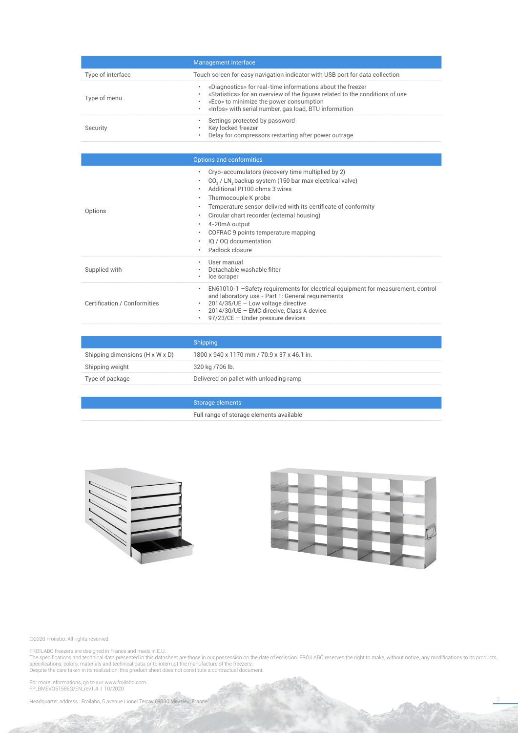| | Management interface |
|---|---|
| Type of interface | Touch screen for easy navigation indicator with USB port for data collection |
| Type of menu | • «Diagnostics» for real-time informations about the freezer<br>• «Statistics» for an overview of the figures related to the conditions of use<br>• «Eco» to minimize the power consumption<br>• «Infos» with serial number, gas load, BTU information |
| Security | • Settings protected by password<br>• Key locked freezer<br>• Delay for compressors restarting after power outrage |

| | Options and conformities |
|---|---|
| Options | • Cryo-accumulators (recovery time multiplied by 2)<br>• $CO_2$ / $LN_2$ backup system (150 bar max electrical valve)<br>• Additional Pt100 ohms 3 wires<br>• Thermocouple K probe<br>• Temperature sensor delivred with its certificate of conformity<br>• Circular chart recorder (external housing)<br>• 4-20mA output<br>• COFRAC 9 points temperature mapping<br>• IQ / OQ documentation<br>• Padlock closure |
| Supplied with | • User manual<br>• Detachable washable filter<br>• Ice scraper |
| Certification / Conformities | • EN61010-1 –Safety requirements for electrical equipment for measurement, control and laboratory use - Part 1: General requirements<br>• 2014/35/UE – Low voltage directive<br>• 2014/30/UE – EMC direcive, Class A device<br>• 97/23/CE – Under pressure devices |

| | Shipping |
|---|---|
| Shipping dimensions (H x W x D) | 1800 x 940 x 1170 mm / 70.9 x 37 x 46.1 in. |
| Shipping weight | 320 kg /706 lb. |
| Type of package | Delivered on pallet with unloading ramp |

| | Storage elements |
|---|---|
| | Full range of storage elements available |

©2020 Froilabo. All rights reserved.

FROILABO freezers are designed in France and made in E.U.
The specifications and technical data presented in this datasheet are those in our possession on the date of emission. FROILABO reserves the right to make, without notice, any modifications to its products, specifications, colors, materials and technical data, or to interrupt the manufacture of the freezers.
Despite the care taken in its realization, this product sheet does not constitute a contractual document.

For more informations, go to sur www.froilabo.com.
FP_BMEVO51586G/EN_rev1.4 | 10/2020

Headquarter address : Froilabo, 5 avenue Lionel Terray 69330 Meyzieu, France